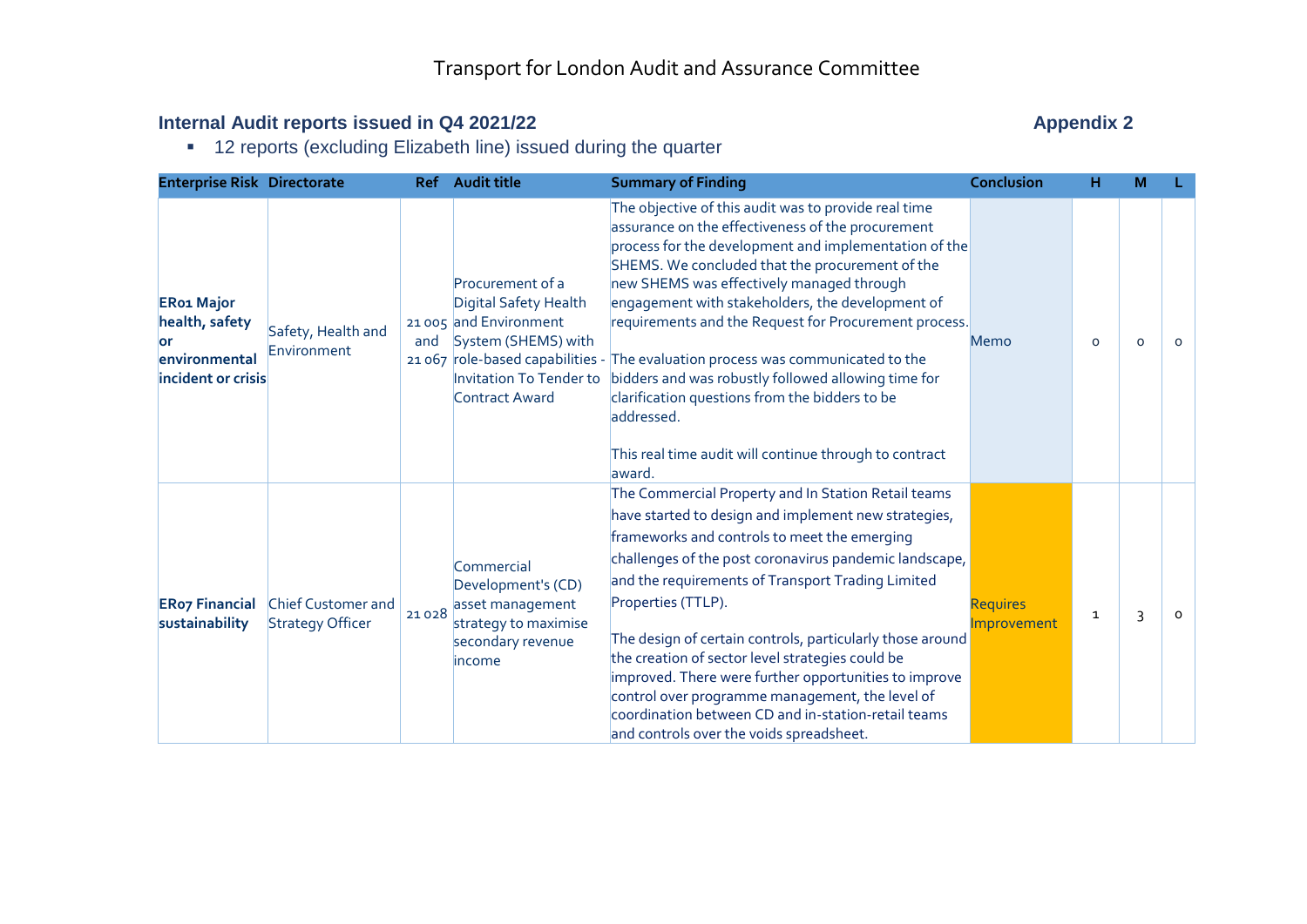# Transport for London Audit and Assurance Committee

## Internal Audit reports issued in Q4 2021/22

**Appendix 2**

- 12 reports (excluding Elizabeth line) issued during the quarter

| Enterprise Risk | Directorate | Ref | Audit title | Summary of Finding | Conclusion | H | M | L |
|---|---|---|---|---|---|---|---|---|
| **ER01 Major health, safety or environmental incident or crisis** | Safety, Health and Environment | 21 005 and 21 067 | Procurement of a Digital Safety Health and Environment System (SHEMS) with role-based capabilities - Invitation To Tender to Contract Award | The objective of this audit was to provide real time assurance on the effectiveness of the procurement process for the development and implementation of the SHEMS. We concluded that the procurement of the new SHEMS was effectively managed through engagement with stakeholders, the development of requirements and the Request for Procurement process. The evaluation process was communicated to the bidders and was robustly followed allowing time for clarification questions from the bidders to be addressed. This real time audit will continue through to contract award. | Memo | 0 | 0 | 0 |
| **ER07 Financial sustainability** | Chief Customer and Strategy Officer | 21 028 | Commercial Development's (CD) asset management strategy to maximise secondary revenue income | The Commercial Property and In Station Retail teams have started to design and implement new strategies, frameworks and controls to meet the emerging challenges of the post coronavirus pandemic landscape, and the requirements of Transport Trading Limited Properties (TTLP). The design of certain controls, particularly those around the creation of sector level strategies could be improved. There were further opportunities to improve control over programme management, the level of coordination between CD and in-station-retail teams and controls over the voids spreadsheet. | Requires Improvement | 1 | 3 | 0 |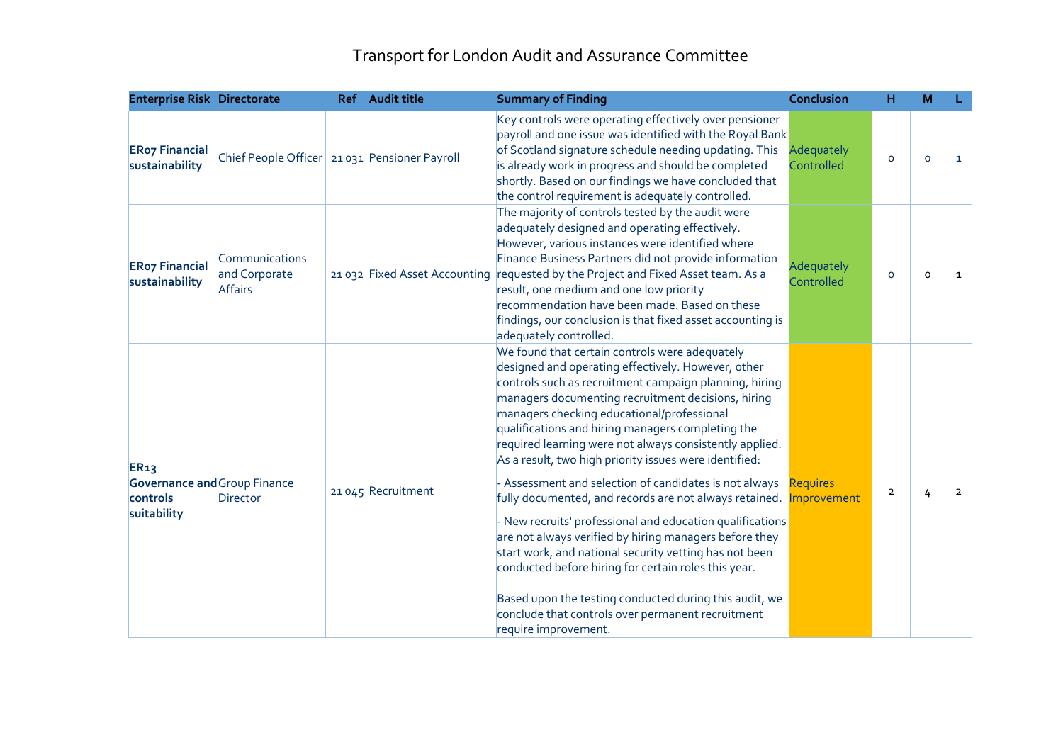# Transport for London Audit and Assurance Committee

| Enterprise Risk | Directorate | Ref | Audit title | Summary of Finding | Conclusion | H | M | L |
|---|---|---|---|---|---|---|---|---|
| **ER07 Financial sustainability** | Chief People Officer | 21 031 | Pensioner Payroll | Key controls were operating effectively over pensioner payroll and one issue was identified with the Royal Bank of Scotland signature schedule needing updating. This is already work in progress and should be completed shortly. Based on our findings we have concluded that the control requirement is adequately controlled. | Adequately Controlled | 0 | 0 | 1 |
| **ER07 Financial sustainability** | Communications and Corporate Affairs | 21 032 | Fixed Asset Accounting | The majority of controls tested by the audit were adequately designed and operating effectively. However, various instances were identified where Finance Business Partners did not provide information requested by the Project and Fixed Asset team. As a result, one medium and one low priority recommendation have been made. Based on these findings, our conclusion is that fixed asset accounting is adequately controlled. | Adequately Controlled | 0 | 0 | 1 |
| **ER13 Governance and controls suitability** | Group Finance Director | 21 045 | Recruitment | We found that certain controls were adequately designed and operating effectively. However, other controls such as recruitment campaign planning, hiring managers documenting recruitment decisions, hiring managers checking educational/professional qualifications and hiring managers completing the required learning were not always consistently applied. As a result, two high priority issues were identified:<br>- Assessment and selection of candidates is not always fully documented, and records are not always retained.<br>- New recruits' professional and education qualifications are not always verified by hiring managers before they start work, and national security vetting has not been conducted before hiring for certain roles this year.<br><br>Based upon the testing conducted during this audit, we conclude that controls over permanent recruitment require improvement. | Requires Improvement | 2 | 4 | 2 |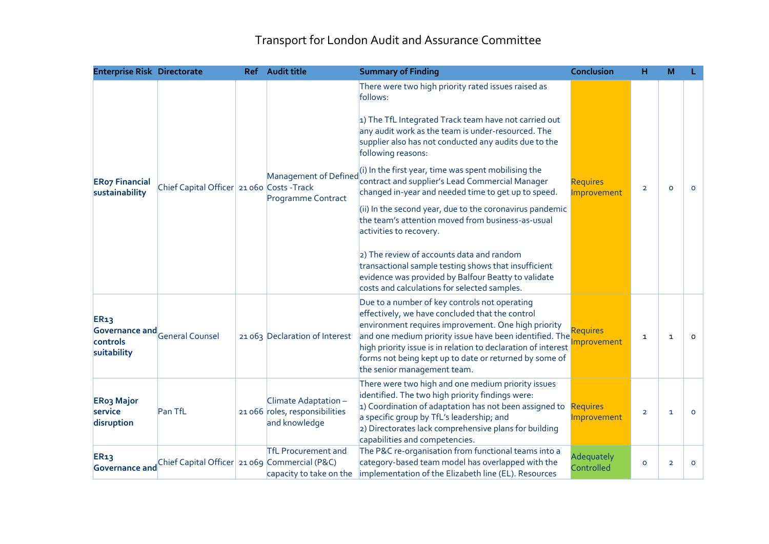# Transport for London Audit and Assurance Committee

| Enterprise Risk | Directorate | Ref | Audit title | Summary of Finding | Conclusion | H | M | L |
|---|---|---|---|---|---|---|---|---|
| **ER07 Financial sustainability** | Chief Capital Officer | 21 060 | Management of Defined Costs -Track Programme Contract | There were two high priority rated issues raised as follows:<br><br>1) The TfL Integrated Track team have not carried out any audit work as the team is under-resourced. The supplier also has not conducted any audits due to the following reasons:<br>(i) In the first year, time was spent mobilising the contract and supplier's Lead Commercial Manager changed in-year and needed time to get up to speed.<br>(ii) In the second year, due to the coronavirus pandemic the team's attention moved from business-as-usual activities to recovery.<br><br>2) The review of accounts data and random transactional sample testing shows that insufficient evidence was provided by Balfour Beatty to validate costs and calculations for selected samples. | Requires Improvement | 2 | 0 | 0 |
| **ER13 Governance and controls suitability** | General Counsel | 21 063 | Declaration of Interest | Due to a number of key controls not operating effectively, we have concluded that the control environment requires improvement. One high priority and one medium priority issue have been identified. The high priority issue is in relation to declaration of interest forms not being kept up to date or returned by some of the senior management team. | Requires Improvement | 1 | 1 | 0 |
| **ER03 Major service disruption** | Pan TfL | 21 066 | Climate Adaptation – roles, responsibilities and knowledge | There were two high and one medium priority issues identified. The two high priority findings were:<br>1) Coordination of adaptation has not been assigned to a specific group by TfL's leadership; and<br>2) Directorates lack comprehensive plans for building capabilities and competencies. | Requires Improvement | 2 | 1 | 0 |
| **ER13 Governance and** | Chief Capital Officer | 21 069 | TfL Procurement and Commercial (P&C) capacity to take on the | The P&C re-organisation from functional teams into a category-based team model has overlapped with the implementation of the Elizabeth line (EL). Resources | Adequately Controlled | 0 | 2 | 0 |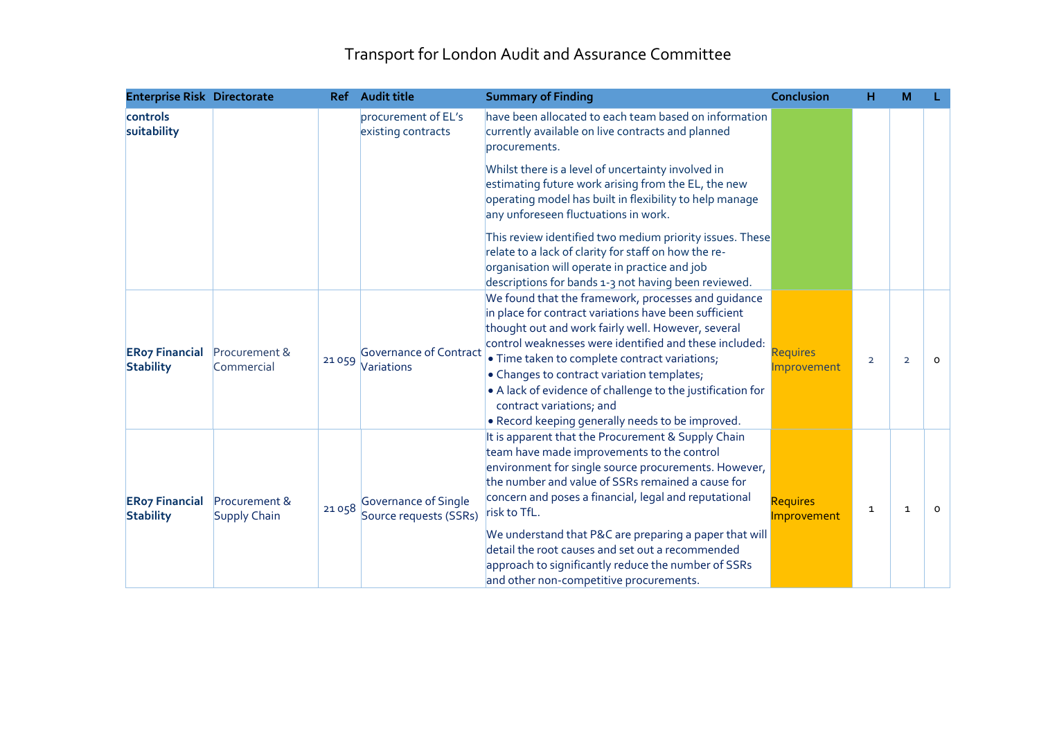# Transport for London Audit and Assurance Committee

| Enterprise Risk | Directorate | Ref | Audit title | Summary of Finding | Conclusion | H | M | L |
|---|---|---|---|---|---|---|---|---|
| **controls suitability** | | | procurement of EL's existing contracts | have been allocated to each team based on information currently available on live contracts and planned procurements.<br><br>Whilst there is a level of uncertainty involved in estimating future work arising from the EL, the new operating model has built in flexibility to help manage any unforeseen fluctuations in work.<br><br>This review identified two medium priority issues. These relate to a lack of clarity for staff on how the re-organisation will operate in practice and job descriptions for bands 1-3 not having been reviewed. | | | | |
| **ER07 Financial Stability** | Procurement & Commercial | 21 059 | Governance of Contract Variations | We found that the framework, processes and guidance in place for contract variations have been sufficient thought out and work fairly well. However, several control weaknesses were identified and these included:<br>• Time taken to complete contract variations;<br>• Changes to contract variation templates;<br>• A lack of evidence of challenge to the justification for contract variations; and<br>• Record keeping generally needs to be improved. | Requires Improvement | 2 | 2 | 0 |
| **ER07 Financial Stability** | Procurement & Supply Chain | 21 058 | Governance of Single Source requests (SSRs) | It is apparent that the Procurement & Supply Chain team have made improvements to the control environment for single source procurements. However, the number and value of SSRs remained a cause for concern and poses a financial, legal and reputational risk to TfL.<br><br>We understand that P&C are preparing a paper that will detail the root causes and set out a recommended approach to significantly reduce the number of SSRs and other non-competitive procurements. | Requires Improvement | 1 | 1 | 0 |